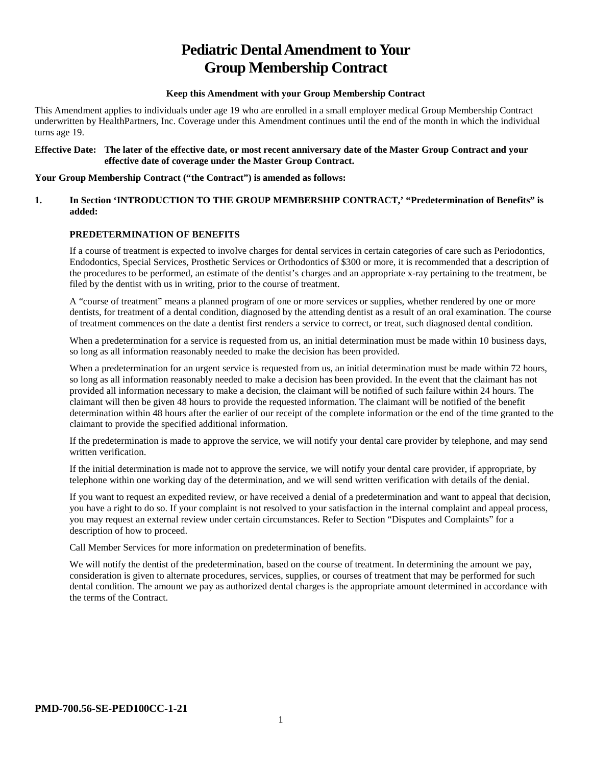# Pediatric Dental Amendment to Your Group Membership Contract

**Keep this Amendment with your Group Membership Contract**

This Amendment applies to individuals under age 19 who are enrolled in a small employer medical Group Membership Contract underwritten by HealthPartners, Inc. Coverage under this Amendment continues until the end of the month in which the individual turns age 19.

**Effective Date: The later of the effective date, or most recent anniversary date of the Master Group Contract and your effective date of coverage under the Master Group Contract.**

**Your Group Membership Contract ("the Contract") is amended as follows:**

**1. In Section 'INTRODUCTION TO THE GROUP MEMBERSHIP CONTRACT,' "Predetermination of Benefits" is added:**

**PREDETERMINATION OF BENEFITS**

If a course of treatment is expected to involve charges for dental services in certain categories of care such as Periodontics, Endodontics, Special Services, Prosthetic Services or Orthodontics of $300 or more, it is recommended that a description of the procedures to be performed, an estimate of the dentist's charges and an appropriate x-ray pertaining to the treatment, be filed by the dentist with us in writing, prior to the course of treatment.

A "course of treatment" means a planned program of one or more services or supplies, whether rendered by one or more dentists, for treatment of a dental condition, diagnosed by the attending dentist as a result of an oral examination. The course of treatment commences on the date a dentist first renders a service to correct, or treat, such diagnosed dental condition.

When a predetermination for a service is requested from us, an initial determination must be made within 10 business days, so long as all information reasonably needed to make the decision has been provided.

When a predetermination for an urgent service is requested from us, an initial determination must be made within 72 hours, so long as all information reasonably needed to make a decision has been provided. In the event that the claimant has not provided all information necessary to make a decision, the claimant will be notified of such failure within 24 hours. The claimant will then be given 48 hours to provide the requested information. The claimant will be notified of the benefit determination within 48 hours after the earlier of our receipt of the complete information or the end of the time granted to the claimant to provide the specified additional information.

If the predetermination is made to approve the service, we will notify your dental care provider by telephone, and may send written verification.

If the initial determination is made not to approve the service, we will notify your dental care provider, if appropriate, by telephone within one working day of the determination, and we will send written verification with details of the denial.

If you want to request an expedited review, or have received a denial of a predetermination and want to appeal that decision, you have a right to do so. If your complaint is not resolved to your satisfaction in the internal complaint and appeal process, you may request an external review under certain circumstances. Refer to Section "Disputes and Complaints" for a description of how to proceed.

Call Member Services for more information on predetermination of benefits.

We will notify the dentist of the predetermination, based on the course of treatment. In determining the amount we pay, consideration is given to alternate procedures, services, supplies, or courses of treatment that may be performed for such dental condition. The amount we pay as authorized dental charges is the appropriate amount determined in accordance with the terms of the Contract.

**PMD-700.56-SE-PED100CC-1-21**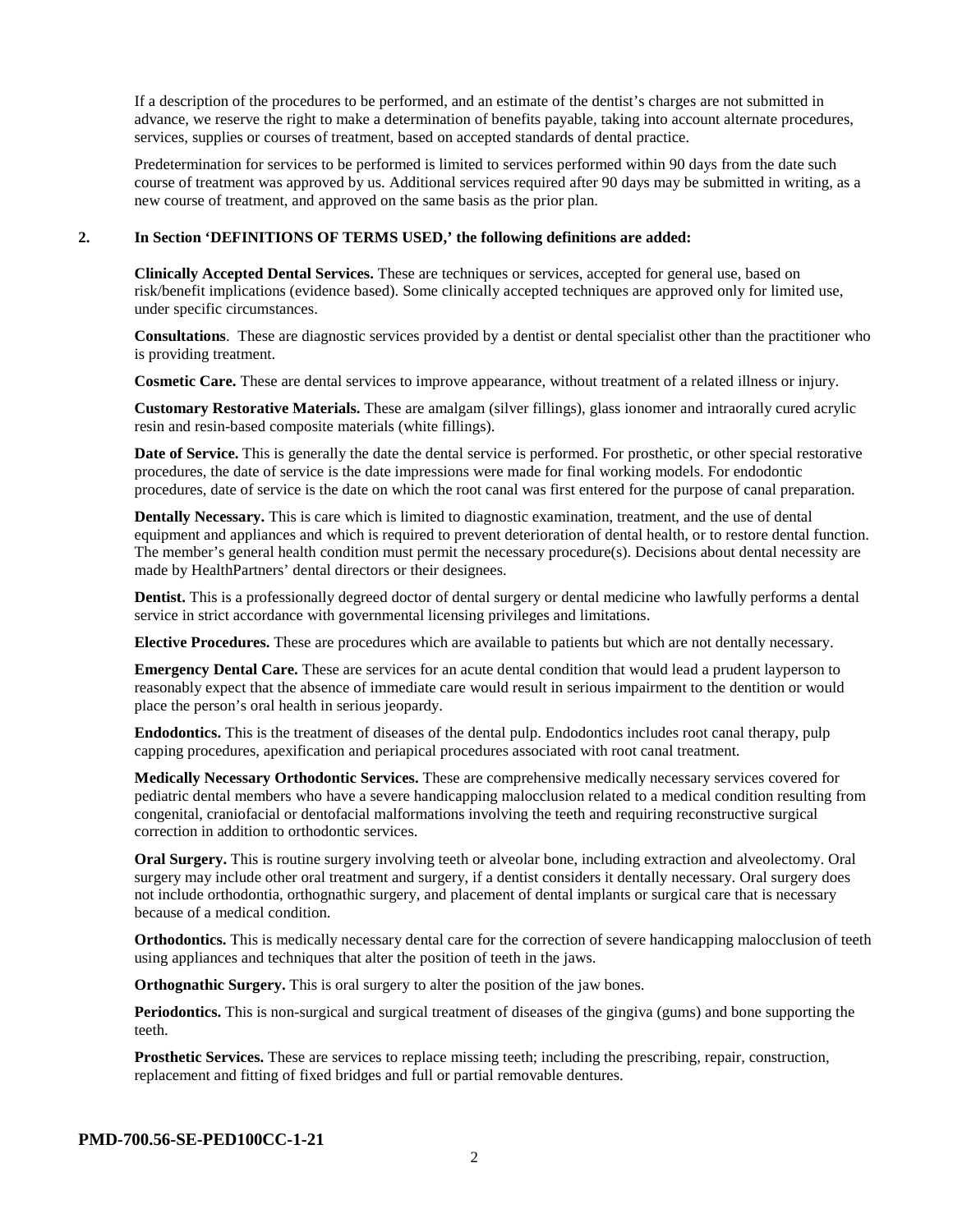If a description of the procedures to be performed, and an estimate of the dentist's charges are not submitted in advance, we reserve the right to make a determination of benefits payable, taking into account alternate procedures, services, supplies or courses of treatment, based on accepted standards of dental practice.

Predetermination for services to be performed is limited to services performed within 90 days from the date such course of treatment was approved by us. Additional services required after 90 days may be submitted in writing, as a new course of treatment, and approved on the same basis as the prior plan.

**2. In Section 'DEFINITIONS OF TERMS USED,' the following definitions are added:**

**Clinically Accepted Dental Services.** These are techniques or services, accepted for general use, based on risk/benefit implications (evidence based). Some clinically accepted techniques are approved only for limited use, under specific circumstances.

**Consultations**. These are diagnostic services provided by a dentist or dental specialist other than the practitioner who is providing treatment.

**Cosmetic Care.** These are dental services to improve appearance, without treatment of a related illness or injury.

**Customary Restorative Materials.** These are amalgam (silver fillings), glass ionomer and intraorally cured acrylic resin and resin-based composite materials (white fillings).

**Date of Service.** This is generally the date the dental service is performed. For prosthetic, or other special restorative procedures, the date of service is the date impressions were made for final working models. For endodontic procedures, date of service is the date on which the root canal was first entered for the purpose of canal preparation.

**Dentally Necessary.** This is care which is limited to diagnostic examination, treatment, and the use of dental equipment and appliances and which is required to prevent deterioration of dental health, or to restore dental function. The member's general health condition must permit the necessary procedure(s). Decisions about dental necessity are made by HealthPartners' dental directors or their designees.

**Dentist.** This is a professionally degreed doctor of dental surgery or dental medicine who lawfully performs a dental service in strict accordance with governmental licensing privileges and limitations.

**Elective Procedures.** These are procedures which are available to patients but which are not dentally necessary.

**Emergency Dental Care.** These are services for an acute dental condition that would lead a prudent layperson to reasonably expect that the absence of immediate care would result in serious impairment to the dentition or would place the person's oral health in serious jeopardy.

**Endodontics.** This is the treatment of diseases of the dental pulp. Endodontics includes root canal therapy, pulp capping procedures, apexification and periapical procedures associated with root canal treatment.

**Medically Necessary Orthodontic Services.** These are comprehensive medically necessary services covered for pediatric dental members who have a severe handicapping malocclusion related to a medical condition resulting from congenital, craniofacial or dentofacial malformations involving the teeth and requiring reconstructive surgical correction in addition to orthodontic services.

**Oral Surgery.** This is routine surgery involving teeth or alveolar bone, including extraction and alveolectomy. Oral surgery may include other oral treatment and surgery, if a dentist considers it dentally necessary. Oral surgery does not include orthodontia, orthognathic surgery, and placement of dental implants or surgical care that is necessary because of a medical condition.

**Orthodontics.** This is medically necessary dental care for the correction of severe handicapping malocclusion of teeth using appliances and techniques that alter the position of teeth in the jaws.

**Orthognathic Surgery.** This is oral surgery to alter the position of the jaw bones.

**Periodontics.** This is non-surgical and surgical treatment of diseases of the gingiva (gums) and bone supporting the teeth.

**Prosthetic Services.** These are services to replace missing teeth; including the prescribing, repair, construction, replacement and fitting of fixed bridges and full or partial removable dentures.

**PMD-700.56-SE-PED100CC-1-21**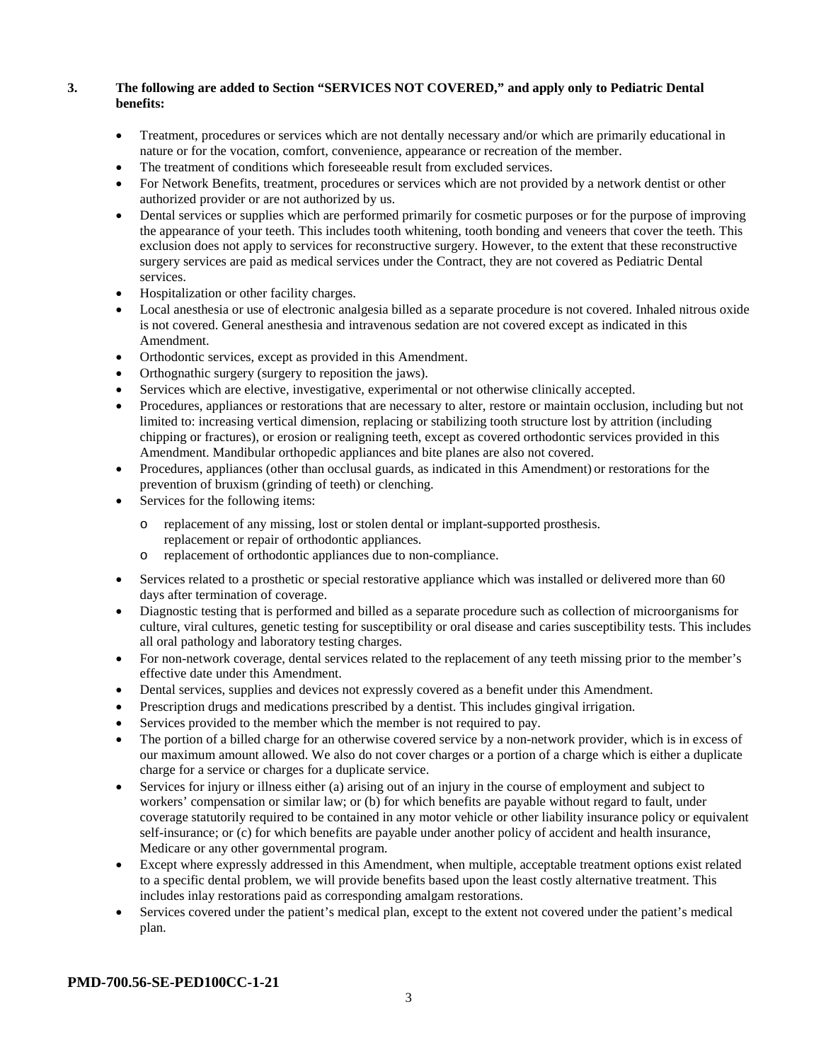**3. The following are added to Section "SERVICES NOT COVERED," and apply only to Pediatric Dental benefits:**

- Treatment, procedures or services which are not dentally necessary and/or which are primarily educational in nature or for the vocation, comfort, convenience, appearance or recreation of the member.
- The treatment of conditions which foreseeable result from excluded services.
- For Network Benefits, treatment, procedures or services which are not provided by a network dentist or other authorized provider or are not authorized by us.
- Dental services or supplies which are performed primarily for cosmetic purposes or for the purpose of improving the appearance of your teeth. This includes tooth whitening, tooth bonding and veneers that cover the teeth. This exclusion does not apply to services for reconstructive surgery. However, to the extent that these reconstructive surgery services are paid as medical services under the Contract, they are not covered as Pediatric Dental services.
- Hospitalization or other facility charges.
- Local anesthesia or use of electronic analgesia billed as a separate procedure is not covered. Inhaled nitrous oxide is not covered. General anesthesia and intravenous sedation are not covered except as indicated in this Amendment.
- Orthodontic services, except as provided in this Amendment.
- Orthognathic surgery (surgery to reposition the jaws).
- Services which are elective, investigative, experimental or not otherwise clinically accepted.
- Procedures, appliances or restorations that are necessary to alter, restore or maintain occlusion, including but not limited to: increasing vertical dimension, replacing or stabilizing tooth structure lost by attrition (including chipping or fractures), or erosion or realigning teeth, except as covered orthodontic services provided in this Amendment. Mandibular orthopedic appliances and bite planes are also not covered.
- Procedures, appliances (other than occlusal guards, as indicated in this Amendment) or restorations for the prevention of bruxism (grinding of teeth) or clenching.
- Services for the following items:
  - replacement of any missing, lost or stolen dental or implant-supported prosthesis. replacement or repair of orthodontic appliances.
  - replacement of orthodontic appliances due to non-compliance.
- Services related to a prosthetic or special restorative appliance which was installed or delivered more than 60 days after termination of coverage.
- Diagnostic testing that is performed and billed as a separate procedure such as collection of microorganisms for culture, viral cultures, genetic testing for susceptibility or oral disease and caries susceptibility tests. This includes all oral pathology and laboratory testing charges.
- For non-network coverage, dental services related to the replacement of any teeth missing prior to the member's effective date under this Amendment.
- Dental services, supplies and devices not expressly covered as a benefit under this Amendment.
- Prescription drugs and medications prescribed by a dentist. This includes gingival irrigation.
- Services provided to the member which the member is not required to pay.
- The portion of a billed charge for an otherwise covered service by a non-network provider, which is in excess of our maximum amount allowed. We also do not cover charges or a portion of a charge which is either a duplicate charge for a service or charges for a duplicate service.
- Services for injury or illness either (a) arising out of an injury in the course of employment and subject to workers' compensation or similar law; or (b) for which benefits are payable without regard to fault, under coverage statutorily required to be contained in any motor vehicle or other liability insurance policy or equivalent self-insurance; or (c) for which benefits are payable under another policy of accident and health insurance, Medicare or any other governmental program.
- Except where expressly addressed in this Amendment, when multiple, acceptable treatment options exist related to a specific dental problem, we will provide benefits based upon the least costly alternative treatment. This includes inlay restorations paid as corresponding amalgam restorations.
- Services covered under the patient's medical plan, except to the extent not covered under the patient's medical plan.

**PMD-700.56-SE-PED100CC-1-21**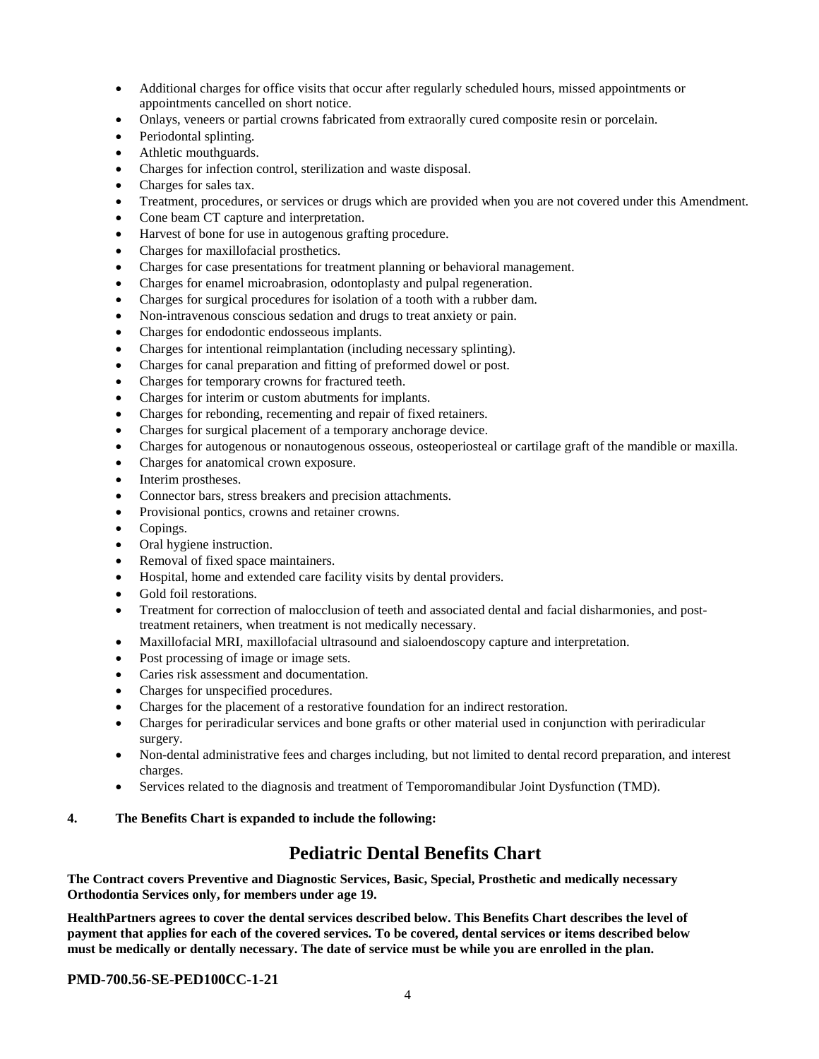- Additional charges for office visits that occur after regularly scheduled hours, missed appointments or appointments cancelled on short notice.
- Onlays, veneers or partial crowns fabricated from extraorally cured composite resin or porcelain.
- Periodontal splinting.
- Athletic mouthguards.
- Charges for infection control, sterilization and waste disposal.
- Charges for sales tax.
- Treatment, procedures, or services or drugs which are provided when you are not covered under this Amendment.
- Cone beam CT capture and interpretation.
- Harvest of bone for use in autogenous grafting procedure.
- Charges for maxillofacial prosthetics.
- Charges for case presentations for treatment planning or behavioral management.
- Charges for enamel microabrasion, odontoplasty and pulpal regeneration.
- Charges for surgical procedures for isolation of a tooth with a rubber dam.
- Non-intravenous conscious sedation and drugs to treat anxiety or pain.
- Charges for endodontic endosseous implants.
- Charges for intentional reimplantation (including necessary splinting).
- Charges for canal preparation and fitting of preformed dowel or post.
- Charges for temporary crowns for fractured teeth.
- Charges for interim or custom abutments for implants.
- Charges for rebonding, recementing and repair of fixed retainers.
- Charges for surgical placement of a temporary anchorage device.
- Charges for autogenous or nonautogenous osseous, osteoperiosteal or cartilage graft of the mandible or maxilla.
- Charges for anatomical crown exposure.
- Interim prostheses.
- Connector bars, stress breakers and precision attachments.
- Provisional pontics, crowns and retainer crowns.
- Copings.
- Oral hygiene instruction.
- Removal of fixed space maintainers.
- Hospital, home and extended care facility visits by dental providers.
- Gold foil restorations.
- Treatment for correction of malocclusion of teeth and associated dental and facial disharmonies, and post-treatment retainers, when treatment is not medically necessary.
- Maxillofacial MRI, maxillofacial ultrasound and sialoendoscopy capture and interpretation.
- Post processing of image or image sets.
- Caries risk assessment and documentation.
- Charges for unspecified procedures.
- Charges for the placement of a restorative foundation for an indirect restoration.
- Charges for periradicular services and bone grafts or other material used in conjunction with periradicular surgery.
- Non-dental administrative fees and charges including, but not limited to dental record preparation, and interest charges.
- Services related to the diagnosis and treatment of Temporomandibular Joint Dysfunction (TMD).

**4. The Benefits Chart is expanded to include the following:**

# Pediatric Dental Benefits Chart

**The Contract covers Preventive and Diagnostic Services, Basic, Special, Prosthetic and medically necessary Orthodontia Services only, for members under age 19.**

**HealthPartners agrees to cover the dental services described below. This Benefits Chart describes the level of payment that applies for each of the covered services. To be covered, dental services or items described below must be medically or dentally necessary. The date of service must be while you are enrolled in the plan.**

**PMD-700.56-SE-PED100CC-1-21**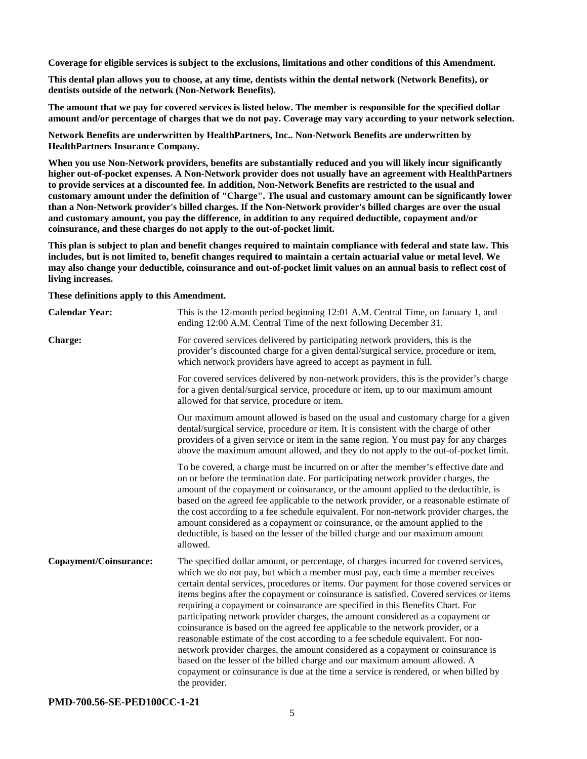**Coverage for eligible services is subject to the exclusions, limitations and other conditions of this Amendment.**

**This dental plan allows you to choose, at any time, dentists within the dental network (Network Benefits), or dentists outside of the network (Non-Network Benefits).**

**The amount that we pay for covered services is listed below. The member is responsible for the specified dollar amount and/or percentage of charges that we do not pay. Coverage may vary according to your network selection.**

**Network Benefits are underwritten by HealthPartners, Inc.. Non-Network Benefits are underwritten by HealthPartners Insurance Company.**

**When you use Non-Network providers, benefits are substantially reduced and you will likely incur significantly higher out-of-pocket expenses. A Non-Network provider does not usually have an agreement with HealthPartners to provide services at a discounted fee. In addition, Non-Network Benefits are restricted to the usual and customary amount under the definition of "Charge". The usual and customary amount can be significantly lower than a Non-Network provider's billed charges. If the Non-Network provider's billed charges are over the usual and customary amount, you pay the difference, in addition to any required deductible, copayment and/or coinsurance, and these charges do not apply to the out-of-pocket limit.**

**This plan is subject to plan and benefit changes required to maintain compliance with federal and state law. This includes, but is not limited to, benefit changes required to maintain a certain actuarial value or metal level. We may also change your deductible, coinsurance and out-of-pocket limit values on an annual basis to reflect cost of living increases.**

**These definitions apply to this Amendment.**

| | |
|---|---|
| **Calendar Year:** | This is the 12-month period beginning 12:01 A.M. Central Time, on January 1, and ending 12:00 A.M. Central Time of the next following December 31. |
| **Charge:** | For covered services delivered by participating network providers, this is the provider's discounted charge for a given dental/surgical service, procedure or item, which network providers have agreed to accept as payment in full.<br><br>For covered services delivered by non-network providers, this is the provider's charge for a given dental/surgical service, procedure or item, up to our maximum amount allowed for that service, procedure or item.<br><br>Our maximum amount allowed is based on the usual and customary charge for a given dental/surgical service, procedure or item. It is consistent with the charge of other providers of a given service or item in the same region. You must pay for any charges above the maximum amount allowed, and they do not apply to the out-of-pocket limit.<br><br>To be covered, a charge must be incurred on or after the member's effective date and on or before the termination date. For participating network provider charges, the amount of the copayment or coinsurance, or the amount applied to the deductible, is based on the agreed fee applicable to the network provider, or a reasonable estimate of the cost according to a fee schedule equivalent. For non-network provider charges, the amount considered as a copayment or coinsurance, or the amount applied to the deductible, is based on the lesser of the billed charge and our maximum amount allowed. |
| **Copayment/Coinsurance:** | The specified dollar amount, or percentage, of charges incurred for covered services, which we do not pay, but which a member must pay, each time a member receives certain dental services, procedures or items. Our payment for those covered services or items begins after the copayment or coinsurance is satisfied. Covered services or items requiring a copayment or coinsurance are specified in this Benefits Chart. For participating network provider charges, the amount considered as a copayment or coinsurance is based on the agreed fee applicable to the network provider, or a reasonable estimate of the cost according to a fee schedule equivalent. For non-network provider charges, the amount considered as a copayment or coinsurance is based on the lesser of the billed charge and our maximum amount allowed. A copayment or coinsurance is due at the time a service is rendered, or when billed by the provider. |

**PMD-700.56-SE-PED100CC-1-21**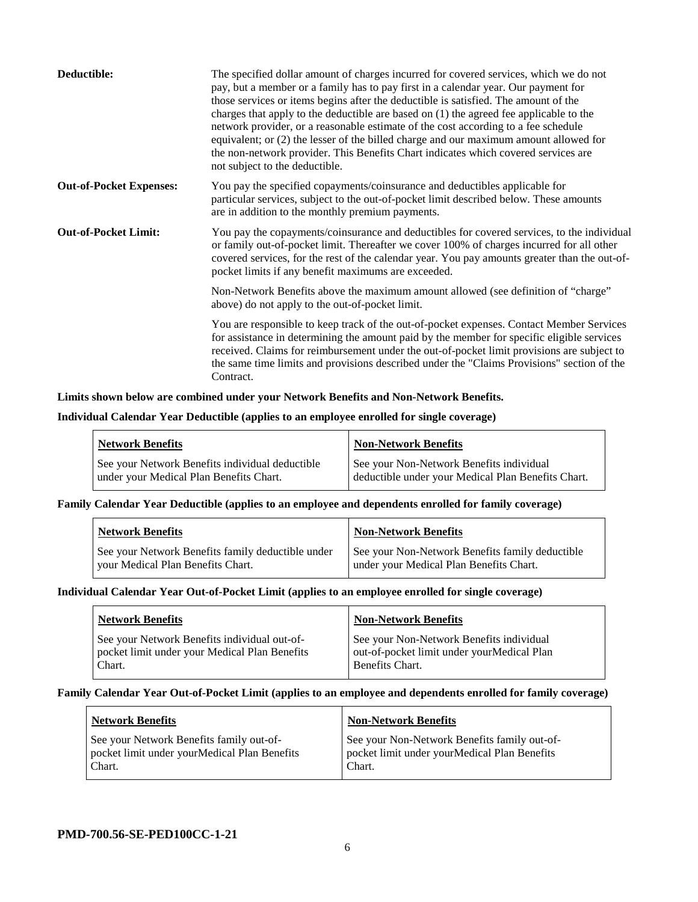**Deductible:** The specified dollar amount of charges incurred for covered services, which we do not pay, but a member or a family has to pay first in a calendar year. Our payment for those services or items begins after the deductible is satisfied. The amount of the charges that apply to the deductible are based on (1) the agreed fee applicable to the network provider, or a reasonable estimate of the cost according to a fee schedule equivalent; or (2) the lesser of the billed charge and our maximum amount allowed for the non-network provider. This Benefits Chart indicates which covered services are not subject to the deductible.

**Out-of-Pocket Expenses:** You pay the specified copayments/coinsurance and deductibles applicable for particular services, subject to the out-of-pocket limit described below. These amounts are in addition to the monthly premium payments.

**Out-of-Pocket Limit:** You pay the copayments/coinsurance and deductibles for covered services, to the individual or family out-of-pocket limit. Thereafter we cover 100% of charges incurred for all other covered services, for the rest of the calendar year. You pay amounts greater than the out-of-pocket limits if any benefit maximums are exceeded.

Non-Network Benefits above the maximum amount allowed (see definition of "charge" above) do not apply to the out-of-pocket limit.

You are responsible to keep track of the out-of-pocket expenses. Contact Member Services for assistance in determining the amount paid by the member for specific eligible services received. Claims for reimbursement under the out-of-pocket limit provisions are subject to the same time limits and provisions described under the "Claims Provisions" section of the Contract.

**Limits shown below are combined under your Network Benefits and Non-Network Benefits.**

**Individual Calendar Year Deductible (applies to an employee enrolled for single coverage)**

| Network Benefits | Non-Network Benefits |
|---|---|
| See your Network Benefits individual deductible under your Medical Plan Benefits Chart. | See your Non-Network Benefits individual deductible under your Medical Plan Benefits Chart. |

**Family Calendar Year Deductible (applies to an employee and dependents enrolled for family coverage)**

| Network Benefits | Non-Network Benefits |
|---|---|
| See your Network Benefits family deductible under your Medical Plan Benefits Chart. | See your Non-Network Benefits family deductible under your Medical Plan Benefits Chart. |

**Individual Calendar Year Out-of-Pocket Limit (applies to an employee enrolled for single coverage)**

| Network Benefits | Non-Network Benefits |
|---|---|
| See your Network Benefits individual out-of-pocket limit under your Medical Plan Benefits Chart. | See your Non-Network Benefits individual out-of-pocket limit under yourMedical Plan Benefits Chart. |

**Family Calendar Year Out-of-Pocket Limit (applies to an employee and dependents enrolled for family coverage)**

| Network Benefits | Non-Network Benefits |
|---|---|
| See your Network Benefits family out-of-pocket limit under yourMedical Plan Benefits Chart. | See your Non-Network Benefits family out-of-pocket limit under yourMedical Plan Benefits Chart. |

**PMD-700.56-SE-PED100CC-1-21**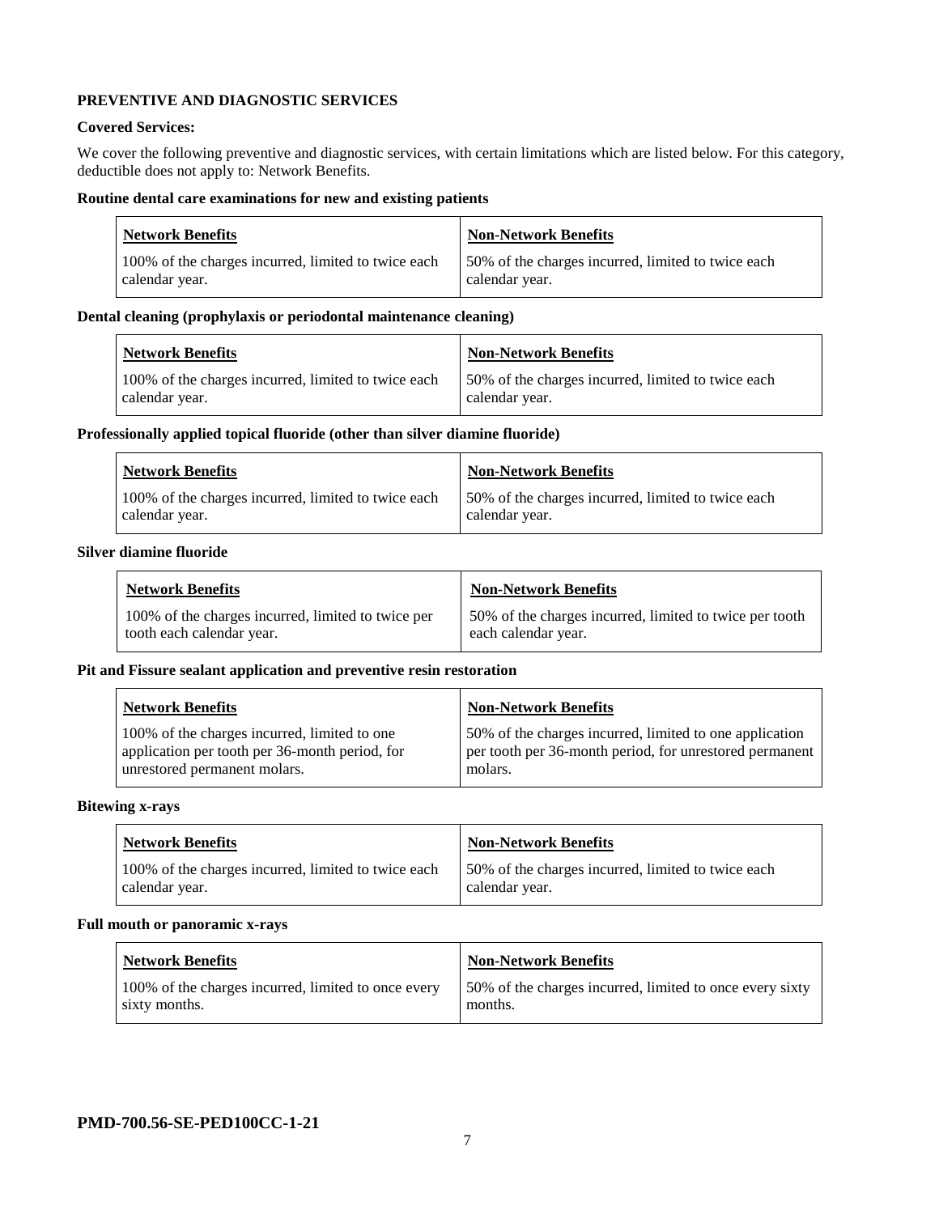**PREVENTIVE AND DIAGNOSTIC SERVICES**

**Covered Services:**

We cover the following preventive and diagnostic services, with certain limitations which are listed below. For this category, deductible does not apply to: Network Benefits.

**Routine dental care examinations for new and existing patients**

| Network Benefits | Non-Network Benefits |
|---|---|
| 100% of the charges incurred, limited to twice each calendar year. | 50% of the charges incurred, limited to twice each calendar year. |

**Dental cleaning (prophylaxis or periodontal maintenance cleaning)**

| Network Benefits | Non-Network Benefits |
|---|---|
| 100% of the charges incurred, limited to twice each calendar year. | 50% of the charges incurred, limited to twice each calendar year. |

**Professionally applied topical fluoride (other than silver diamine fluoride)**

| Network Benefits | Non-Network Benefits |
|---|---|
| 100% of the charges incurred, limited to twice each calendar year. | 50% of the charges incurred, limited to twice each calendar year. |

**Silver diamine fluoride**

| Network Benefits | Non-Network Benefits |
|---|---|
| 100% of the charges incurred, limited to twice per tooth each calendar year. | 50% of the charges incurred, limited to twice per tooth each calendar year. |

**Pit and Fissure sealant application and preventive resin restoration**

| Network Benefits | Non-Network Benefits |
|---|---|
| 100% of the charges incurred, limited to one application per tooth per 36-month period, for unrestored permanent molars. | 50% of the charges incurred, limited to one application per tooth per 36-month period, for unrestored permanent molars. |

**Bitewing x-rays**

| Network Benefits | Non-Network Benefits |
|---|---|
| 100% of the charges incurred, limited to twice each calendar year. | 50% of the charges incurred, limited to twice each calendar year. |

**Full mouth or panoramic x-rays**

| Network Benefits | Non-Network Benefits |
|---|---|
| 100% of the charges incurred, limited to once every sixty months. | 50% of the charges incurred, limited to once every sixty months. |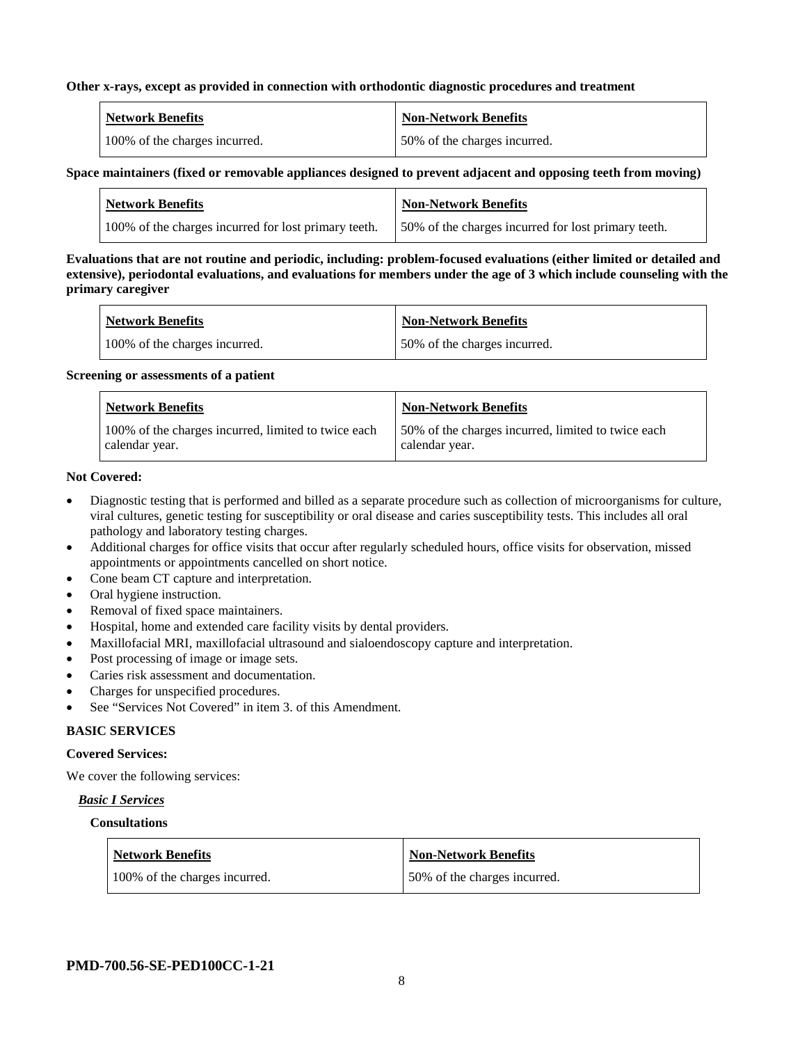**Other x-rays, except as provided in connection with orthodontic diagnostic procedures and treatment**

| Network Benefits | Non-Network Benefits |
|---|---|
| 100% of the charges incurred. | 50% of the charges incurred. |

**Space maintainers (fixed or removable appliances designed to prevent adjacent and opposing teeth from moving)**

| Network Benefits | Non-Network Benefits |
|---|---|
| 100% of the charges incurred for lost primary teeth. | 50% of the charges incurred for lost primary teeth. |

**Evaluations that are not routine and periodic, including: problem-focused evaluations (either limited or detailed and extensive), periodontal evaluations, and evaluations for members under the age of 3 which include counseling with the primary caregiver**

| Network Benefits | Non-Network Benefits |
|---|---|
| 100% of the charges incurred. | 50% of the charges incurred. |

**Screening or assessments of a patient**

| Network Benefits | Non-Network Benefits |
|---|---|
| 100% of the charges incurred, limited to twice each calendar year. | 50% of the charges incurred, limited to twice each calendar year. |

**Not Covered:**

- Diagnostic testing that is performed and billed as a separate procedure such as collection of microorganisms for culture, viral cultures, genetic testing for susceptibility or oral disease and caries susceptibility tests. This includes all oral pathology and laboratory testing charges.
- Additional charges for office visits that occur after regularly scheduled hours, office visits for observation, missed appointments or appointments cancelled on short notice.
- Cone beam CT capture and interpretation.
- Oral hygiene instruction.
- Removal of fixed space maintainers.
- Hospital, home and extended care facility visits by dental providers.
- Maxillofacial MRI, maxillofacial ultrasound and sialoendoscopy capture and interpretation.
- Post processing of image or image sets.
- Caries risk assessment and documentation.
- Charges for unspecified procedures.
- See "Services Not Covered" in item 3. of this Amendment.

**BASIC SERVICES**

**Covered Services:**

We cover the following services:

***Basic I Services***

**Consultations**

| Network Benefits | Non-Network Benefits |
|---|---|
| 100% of the charges incurred. | 50% of the charges incurred. |

**PMD-700.56-SE-PED100CC-1-21**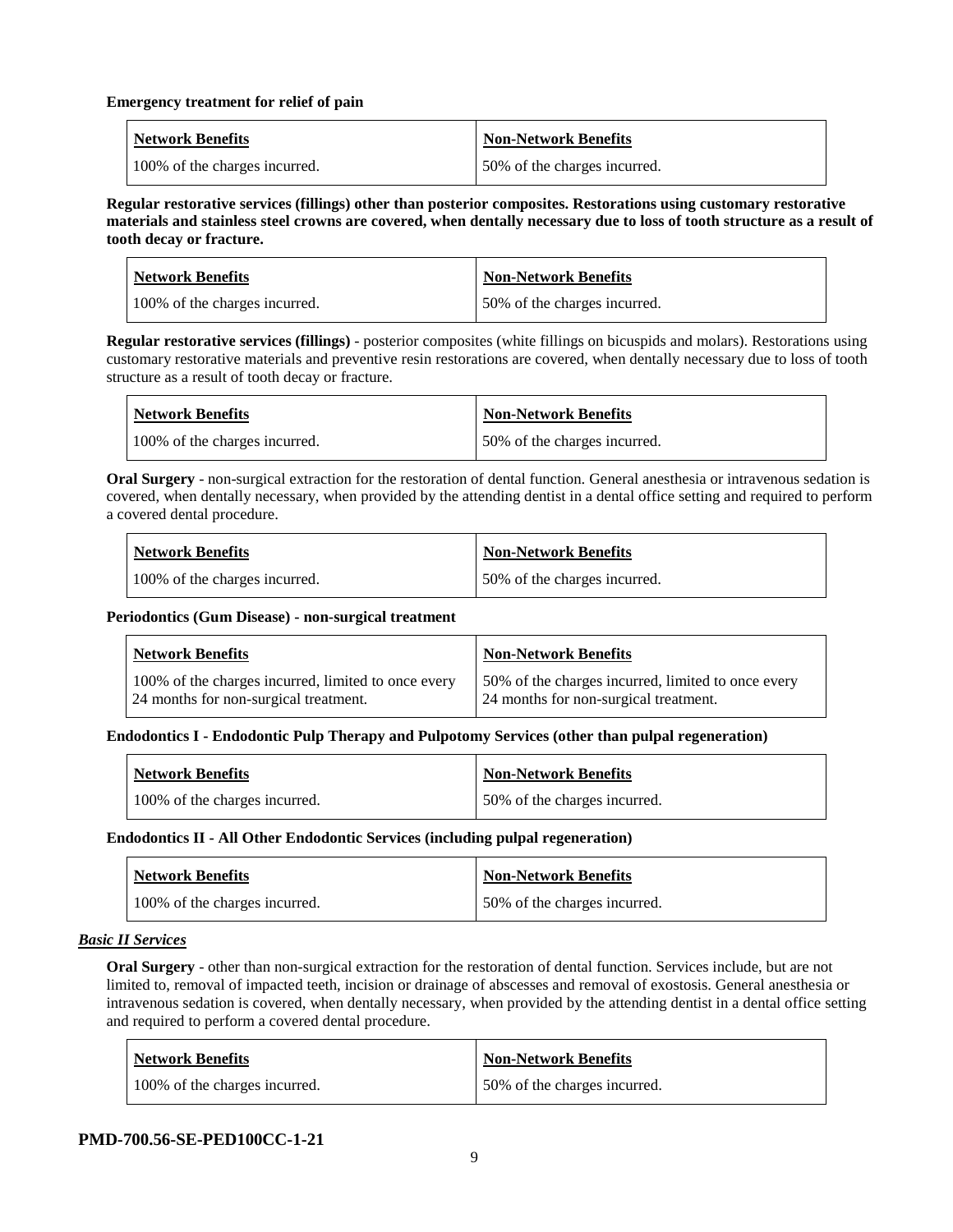**Emergency treatment for relief of pain**

| Network Benefits | Non-Network Benefits |
|---|---|
| 100% of the charges incurred. | 50% of the charges incurred. |

**Regular restorative services (fillings) other than posterior composites. Restorations using customary restorative materials and stainless steel crowns are covered, when dentally necessary due to loss of tooth structure as a result of tooth decay or fracture.**

| Network Benefits | Non-Network Benefits |
|---|---|
| 100% of the charges incurred. | 50% of the charges incurred. |

**Regular restorative services (fillings)** - posterior composites (white fillings on bicuspids and molars). Restorations using customary restorative materials and preventive resin restorations are covered, when dentally necessary due to loss of tooth structure as a result of tooth decay or fracture.

| Network Benefits | Non-Network Benefits |
|---|---|
| 100% of the charges incurred. | 50% of the charges incurred. |

**Oral Surgery** - non-surgical extraction for the restoration of dental function. General anesthesia or intravenous sedation is covered, when dentally necessary, when provided by the attending dentist in a dental office setting and required to perform a covered dental procedure.

| Network Benefits | Non-Network Benefits |
|---|---|
| 100% of the charges incurred. | 50% of the charges incurred. |

**Periodontics (Gum Disease) - non-surgical treatment**

| Network Benefits | Non-Network Benefits |
|---|---|
| 100% of the charges incurred, limited to once every 24 months for non-surgical treatment. | 50% of the charges incurred, limited to once every 24 months for non-surgical treatment. |

**Endodontics I - Endodontic Pulp Therapy and Pulpotomy Services (other than pulpal regeneration)**

| Network Benefits | Non-Network Benefits |
|---|---|
| 100% of the charges incurred. | 50% of the charges incurred. |

**Endodontics II - All Other Endodontic Services (including pulpal regeneration)**

| Network Benefits | Non-Network Benefits |
|---|---|
| 100% of the charges incurred. | 50% of the charges incurred. |

***Basic II Services***

**Oral Surgery** - other than non-surgical extraction for the restoration of dental function. Services include, but are not limited to, removal of impacted teeth, incision or drainage of abscesses and removal of exostosis. General anesthesia or intravenous sedation is covered, when dentally necessary, when provided by the attending dentist in a dental office setting and required to perform a covered dental procedure.

| Network Benefits | Non-Network Benefits |
|---|---|
| 100% of the charges incurred. | 50% of the charges incurred. |

**PMD-700.56-SE-PED100CC-1-21**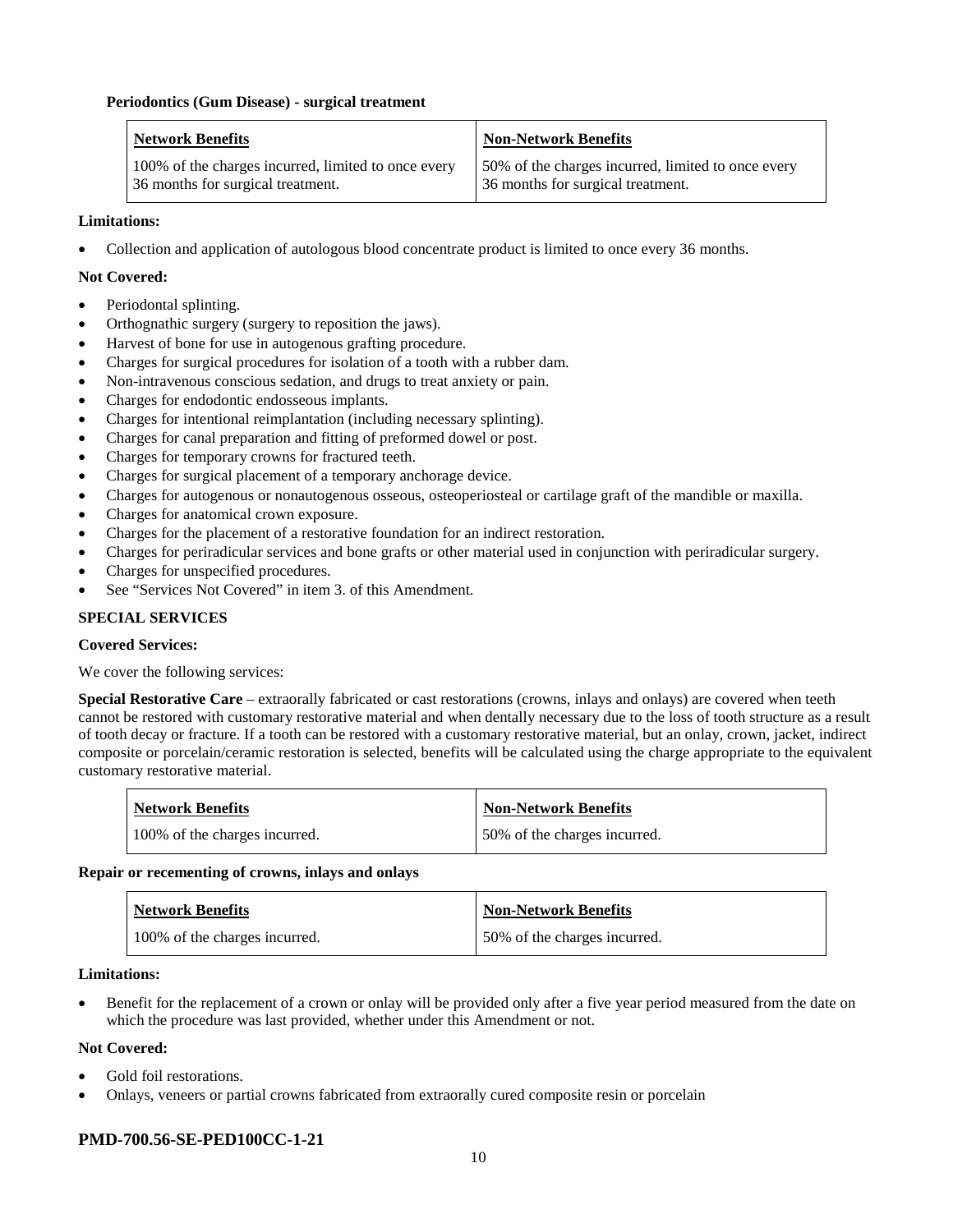**Periodontics (Gum Disease) - surgical treatment**

| Network Benefits | Non-Network Benefits |
| --- | --- |
| 100% of the charges incurred, limited to once every 36 months for surgical treatment. | 50% of the charges incurred, limited to once every 36 months for surgical treatment. |

**Limitations:**

- Collection and application of autologous blood concentrate product is limited to once every 36 months.

**Not Covered:**

- Periodontal splinting.
- Orthognathic surgery (surgery to reposition the jaws).
- Harvest of bone for use in autogenous grafting procedure.
- Charges for surgical procedures for isolation of a tooth with a rubber dam.
- Non-intravenous conscious sedation, and drugs to treat anxiety or pain.
- Charges for endodontic endosseous implants.
- Charges for intentional reimplantation (including necessary splinting).
- Charges for canal preparation and fitting of preformed dowel or post.
- Charges for temporary crowns for fractured teeth.
- Charges for surgical placement of a temporary anchorage device.
- Charges for autogenous or nonautogenous osseous, osteoperiosteal or cartilage graft of the mandible or maxilla.
- Charges for anatomical crown exposure.
- Charges for the placement of a restorative foundation for an indirect restoration.
- Charges for periradicular services and bone grafts or other material used in conjunction with periradicular surgery.
- Charges for unspecified procedures.
- See "Services Not Covered" in item 3. of this Amendment.

**SPECIAL SERVICES**

**Covered Services:**

We cover the following services:

**Special Restorative Care** – extraorally fabricated or cast restorations (crowns, inlays and onlays) are covered when teeth cannot be restored with customary restorative material and when dentally necessary due to the loss of tooth structure as a result of tooth decay or fracture. If a tooth can be restored with a customary restorative material, but an onlay, crown, jacket, indirect composite or porcelain/ceramic restoration is selected, benefits will be calculated using the charge appropriate to the equivalent customary restorative material.

| Network Benefits | Non-Network Benefits |
| --- | --- |
| 100% of the charges incurred. | 50% of the charges incurred. |

**Repair or recementing of crowns, inlays and onlays**

| Network Benefits | Non-Network Benefits |
| --- | --- |
| 100% of the charges incurred. | 50% of the charges incurred. |

**Limitations:**

- Benefit for the replacement of a crown or onlay will be provided only after a five year period measured from the date on which the procedure was last provided, whether under this Amendment or not.

**Not Covered:**

- Gold foil restorations.
- Onlays, veneers or partial crowns fabricated from extraorally cured composite resin or porcelain

**PMD-700.56-SE-PED100CC-1-21**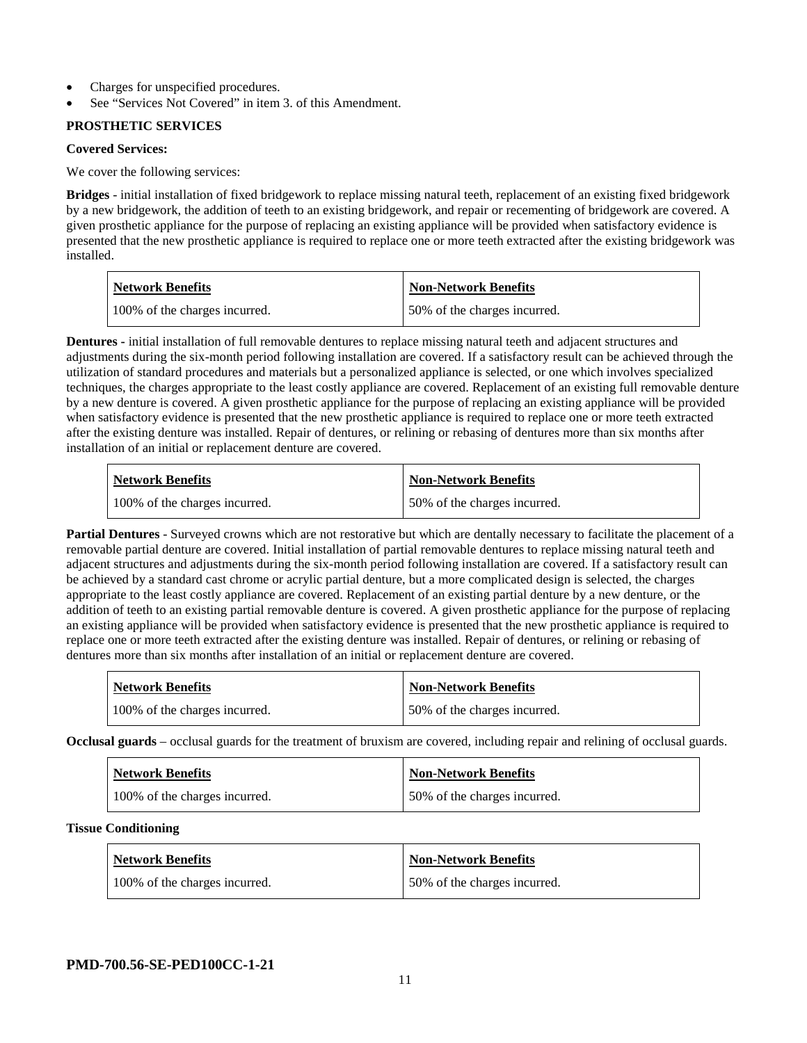- Charges for unspecified procedures.
- See "Services Not Covered" in item 3. of this Amendment.

**PROSTHETIC SERVICES**

**Covered Services:**

We cover the following services:

**Bridges** - initial installation of fixed bridgework to replace missing natural teeth, replacement of an existing fixed bridgework by a new bridgework, the addition of teeth to an existing bridgework, and repair or recementing of bridgework are covered. A given prosthetic appliance for the purpose of replacing an existing appliance will be provided when satisfactory evidence is presented that the new prosthetic appliance is required to replace one or more teeth extracted after the existing bridgework was installed.

| Network Benefits | Non-Network Benefits |
|---|---|
| 100% of the charges incurred. | 50% of the charges incurred. |

**Dentures -** initial installation of full removable dentures to replace missing natural teeth and adjacent structures and adjustments during the six-month period following installation are covered. If a satisfactory result can be achieved through the utilization of standard procedures and materials but a personalized appliance is selected, or one which involves specialized techniques, the charges appropriate to the least costly appliance are covered. Replacement of an existing full removable denture by a new denture is covered. A given prosthetic appliance for the purpose of replacing an existing appliance will be provided when satisfactory evidence is presented that the new prosthetic appliance is required to replace one or more teeth extracted after the existing denture was installed. Repair of dentures, or relining or rebasing of dentures more than six months after installation of an initial or replacement denture are covered.

| Network Benefits | Non-Network Benefits |
|---|---|
| 100% of the charges incurred. | 50% of the charges incurred. |

**Partial Dentures** - Surveyed crowns which are not restorative but which are dentally necessary to facilitate the placement of a removable partial denture are covered. Initial installation of partial removable dentures to replace missing natural teeth and adjacent structures and adjustments during the six-month period following installation are covered. If a satisfactory result can be achieved by a standard cast chrome or acrylic partial denture, but a more complicated design is selected, the charges appropriate to the least costly appliance are covered. Replacement of an existing partial denture by a new denture, or the addition of teeth to an existing partial removable denture is covered. A given prosthetic appliance for the purpose of replacing an existing appliance will be provided when satisfactory evidence is presented that the new prosthetic appliance is required to replace one or more teeth extracted after the existing denture was installed. Repair of dentures, or relining or rebasing of dentures more than six months after installation of an initial or replacement denture are covered.

| Network Benefits | Non-Network Benefits |
|---|---|
| 100% of the charges incurred. | 50% of the charges incurred. |

**Occlusal guards** – occlusal guards for the treatment of bruxism are covered, including repair and relining of occlusal guards.

| Network Benefits | Non-Network Benefits |
|---|---|
| 100% of the charges incurred. | 50% of the charges incurred. |

**Tissue Conditioning**

| Network Benefits | Non-Network Benefits |
|---|---|
| 100% of the charges incurred. | 50% of the charges incurred. |

**PMD-700.56-SE-PED100CC-1-21**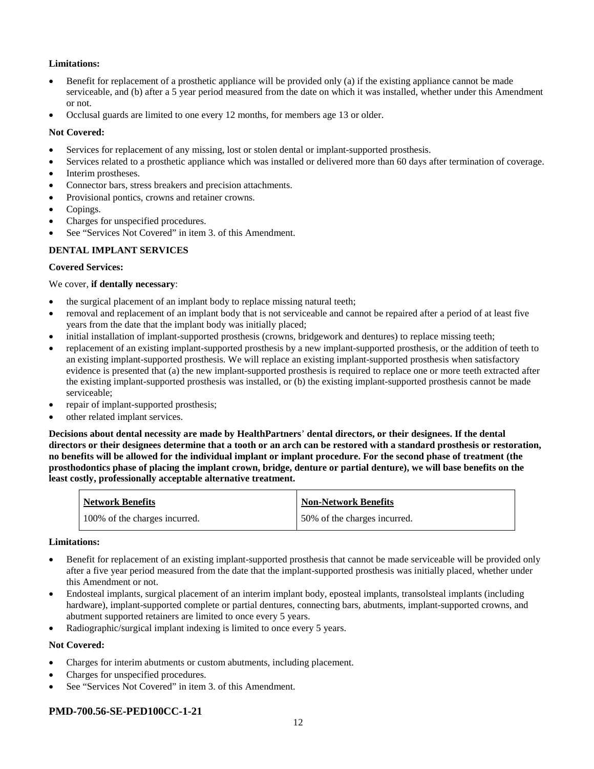**Limitations:**

- Benefit for replacement of a prosthetic appliance will be provided only (a) if the existing appliance cannot be made serviceable, and (b) after a 5 year period measured from the date on which it was installed, whether under this Amendment or not.
- Occlusal guards are limited to one every 12 months, for members age 13 or older.

**Not Covered:**

- Services for replacement of any missing, lost or stolen dental or implant-supported prosthesis.
- Services related to a prosthetic appliance which was installed or delivered more than 60 days after termination of coverage.
- Interim prostheses.
- Connector bars, stress breakers and precision attachments.
- Provisional pontics, crowns and retainer crowns.
- Copings.
- Charges for unspecified procedures.
- See "Services Not Covered" in item 3. of this Amendment.

**DENTAL IMPLANT SERVICES**

**Covered Services:**

We cover, **if dentally necessary**:

- the surgical placement of an implant body to replace missing natural teeth;
- removal and replacement of an implant body that is not serviceable and cannot be repaired after a period of at least five years from the date that the implant body was initially placed;
- initial installation of implant-supported prosthesis (crowns, bridgework and dentures) to replace missing teeth;
- replacement of an existing implant-supported prosthesis by a new implant-supported prosthesis, or the addition of teeth to an existing implant-supported prosthesis. We will replace an existing implant-supported prosthesis when satisfactory evidence is presented that (a) the new implant-supported prosthesis is required to replace one or more teeth extracted after the existing implant-supported prosthesis was installed, or (b) the existing implant-supported prosthesis cannot be made serviceable;
- repair of implant-supported prosthesis;
- other related implant services.

**Decisions about dental necessity are made by HealthPartners' dental directors, or their designees. If the dental directors or their designees determine that a tooth or an arch can be restored with a standard prosthesis or restoration, no benefits will be allowed for the individual implant or implant procedure. For the second phase of treatment (the prosthodontics phase of placing the implant crown, bridge, denture or partial denture), we will base benefits on the least costly, professionally acceptable alternative treatment.**

| Network Benefits | Non-Network Benefits |
|---|---|
| 100% of the charges incurred. | 50% of the charges incurred. |

**Limitations:**

- Benefit for replacement of an existing implant-supported prosthesis that cannot be made serviceable will be provided only after a five year period measured from the date that the implant-supported prosthesis was initially placed, whether under this Amendment or not.
- Endosteal implants, surgical placement of an interim implant body, eposteal implants, transolsteal implants (including hardware), implant-supported complete or partial dentures, connecting bars, abutments, implant-supported crowns, and abutment supported retainers are limited to once every 5 years.
- Radiographic/surgical implant indexing is limited to once every 5 years.

**Not Covered:**

- Charges for interim abutments or custom abutments, including placement.
- Charges for unspecified procedures.
- See "Services Not Covered" in item 3. of this Amendment.

**PMD-700.56-SE-PED100CC-1-21**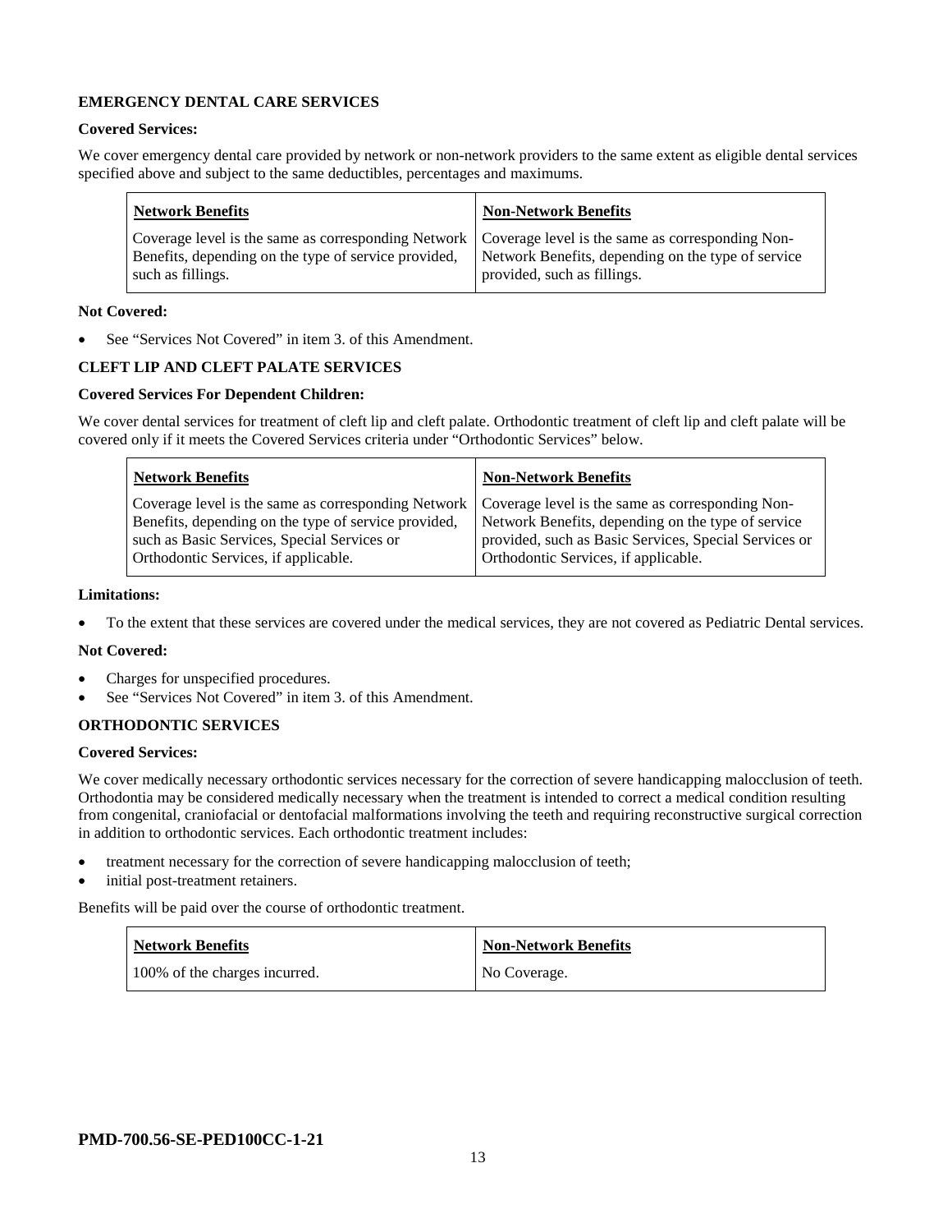**EMERGENCY DENTAL CARE SERVICES**

**Covered Services:**

We cover emergency dental care provided by network or non-network providers to the same extent as eligible dental services specified above and subject to the same deductibles, percentages and maximums.

| Network Benefits | Non-Network Benefits |
| --- | --- |
| Coverage level is the same as corresponding Network Benefits, depending on the type of service provided, such as fillings. | Coverage level is the same as corresponding Non-Network Benefits, depending on the type of service provided, such as fillings. |

**Not Covered:**

- See "Services Not Covered" in item 3. of this Amendment.

**CLEFT LIP AND CLEFT PALATE SERVICES**

**Covered Services For Dependent Children:**

We cover dental services for treatment of cleft lip and cleft palate. Orthodontic treatment of cleft lip and cleft palate will be covered only if it meets the Covered Services criteria under "Orthodontic Services" below.

| Network Benefits | Non-Network Benefits |
| --- | --- |
| Coverage level is the same as corresponding Network Benefits, depending on the type of service provided, such as Basic Services, Special Services or Orthodontic Services, if applicable. | Coverage level is the same as corresponding Non-Network Benefits, depending on the type of service provided, such as Basic Services, Special Services or Orthodontic Services, if applicable. |

**Limitations:**

- To the extent that these services are covered under the medical services, they are not covered as Pediatric Dental services.

**Not Covered:**

- Charges for unspecified procedures.
- See "Services Not Covered" in item 3. of this Amendment.

**ORTHODONTIC SERVICES**

**Covered Services:**

We cover medically necessary orthodontic services necessary for the correction of severe handicapping malocclusion of teeth. Orthodontia may be considered medically necessary when the treatment is intended to correct a medical condition resulting from congenital, craniofacial or dentofacial malformations involving the teeth and requiring reconstructive surgical correction in addition to orthodontic services. Each orthodontic treatment includes:

- treatment necessary for the correction of severe handicapping malocclusion of teeth;
- initial post-treatment retainers.

Benefits will be paid over the course of orthodontic treatment.

| Network Benefits | Non-Network Benefits |
| --- | --- |
| 100% of the charges incurred. | No Coverage. |

**PMD-700.56-SE-PED100CC-1-21**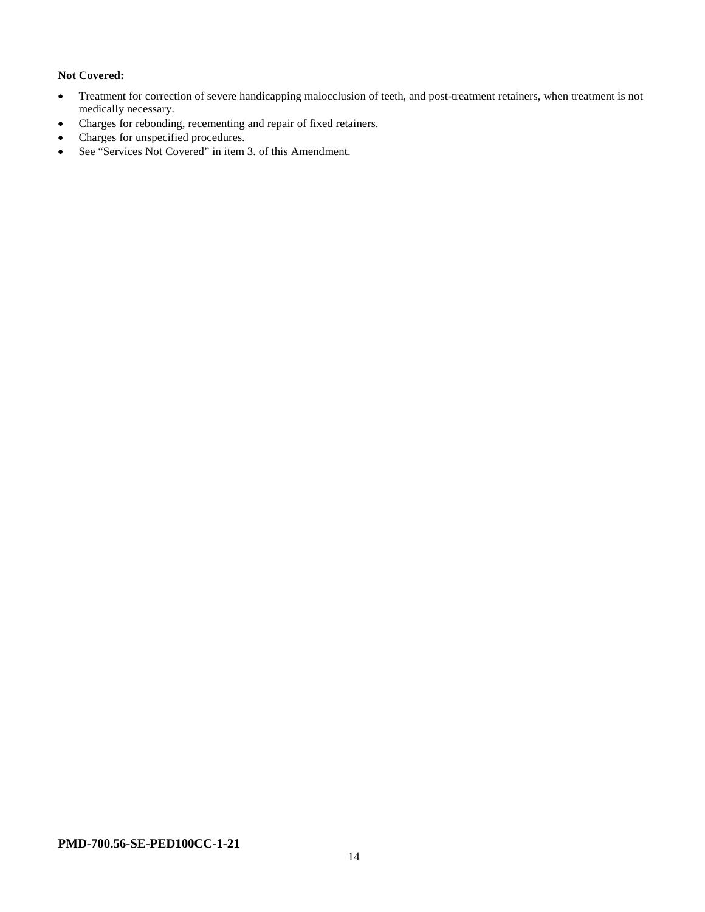**Not Covered:**

- Treatment for correction of severe handicapping malocclusion of teeth, and post-treatment retainers, when treatment is not medically necessary.
- Charges for rebonding, recementing and repair of fixed retainers.
- Charges for unspecified procedures.
- See "Services Not Covered" in item 3. of this Amendment.

**PMD-700.56-SE-PED100CC-1-21**